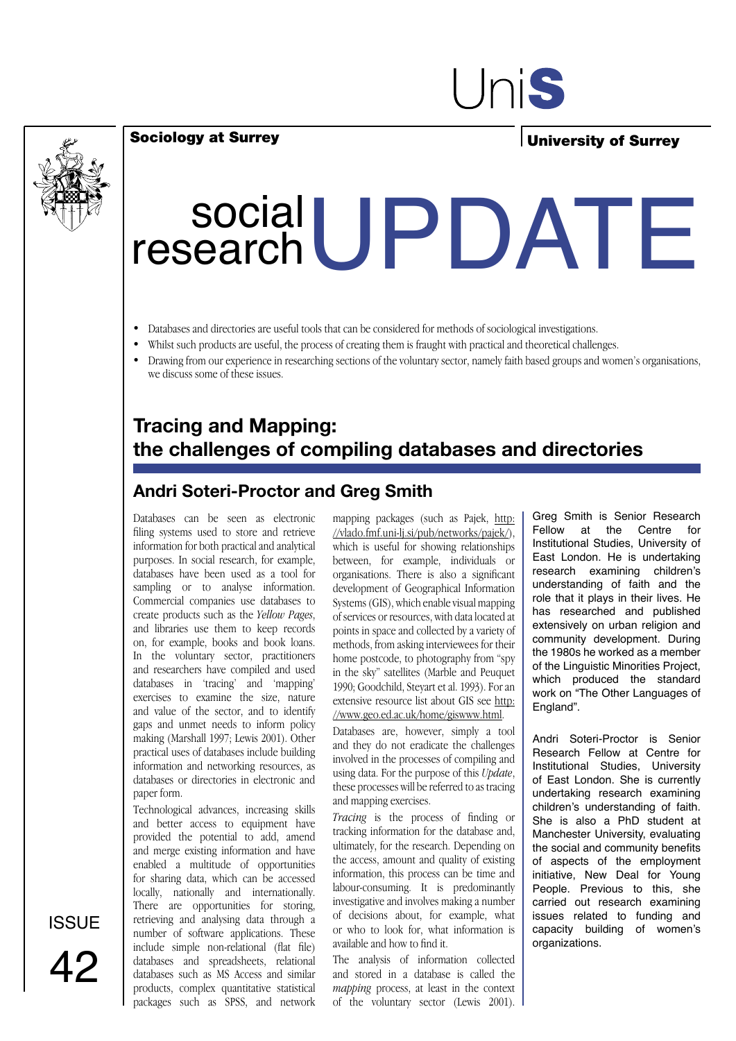Sociology at Surrey

University of Surrey

# social research UPDATE

- Databases and directories are useful tools that can be considered for methods of sociological investigations.
- Whilst such products are useful, the process of creating them is fraught with practical and theoretical challenges.
- Drawing from our experience in researching sections of the voluntary sector, namely faith based groups and women's organisations, we discuss some of these issues.

## Tracing and Mapping: the challenges of compiling databases and directories

### Andri Soteri-Proctor and Greg Smith

Databases can be seen as electronic filing systems used to store and retrieve information for both practical and analytical purposes. In social research, for example, databases have been used as a tool for sampling or to analyse information. Commercial companies use databases to create products such as the *Yellow Pages*, and libraries use them to keep records on, for example, books and book loans. In the voluntary sector, practitioners and researchers have compiled and used databases in 'tracing' and 'mapping' exercises to examine the size, nature and value of the sector, and to identify gaps and unmet needs to inform policy making (Marshall 1997; Lewis 2001). Other practical uses of databases include building information and networking resources, as databases or directories in electronic and paper form.

Technological advances, increasing skills and better access to equipment have provided the potential to add, amend and merge existing information and have enabled a multitude of opportunities for sharing data, which can be accessed locally, nationally and internationally. There are opportunities for storing, retrieving and analysing data through a number of software applications. These include simple non-relational (flat file) databases and spreadsheets, relational databases such as MS Access and similar products, complex quantitative statistical packages such as SPSS, and network mapping packages (such as Pajek, http://vlado.fmf.uni-lj.si/pub/networks/pajek/), which is useful for showing relationships between, for example, individuals or organisations. There is also a significant development of Geographical Information Systems (GIS), which enable visual mapping of services or resources, with data located at points in space and collected by a variety of methods, from asking interviewees for their home postcode, to photography from "spy in the sky" satellites (Marble and Peuquet 1990; Goodchild, Steyart et al. 1993). For an extensive resource list about GIS see http://www.geo.ed.ac.uk/home/giswww.html.

Databases are, however, simply a tool and they do not eradicate the challenges involved in the processes of compiling and using data. For the purpose of this *Update*, these processes will be referred to as tracing and mapping exercises.

*Tracing* is the process of finding or tracking information for the database and, ultimately, for the research. Depending on the access, amount and quality of existing information, this process can be time and labour-consuming. It is predominantly investigative and involves making a number of decisions about, for example, what or who to look for, what information is available and how to find it.

The analysis of information collected and stored in a database is called the *mapping* process, at least in the context of the voluntary sector (Lewis 2001).

Greg Smith is Senior Research Fellow at the Centre for Institutional Studies, University of East London. He is undertaking research examining children's understanding of faith and the role that it plays in their lives. He has researched and published extensively on urban religion and community development. During the 1980s he worked as a member of the Linguistic Minorities Project, which produced the standard work on "The Other Languages of England".

Andri Soteri-Proctor is Senior Research Fellow at Centre for Institutional Studies, University of East London. She is currently undertaking research examining children's understanding of faith. She is also a PhD student at Manchester University, evaluating the social and community benefits of aspects of the employment initiative, New Deal for Young People. Previous to this, she carried out research examining issues related to funding and capacity building of women's organizations.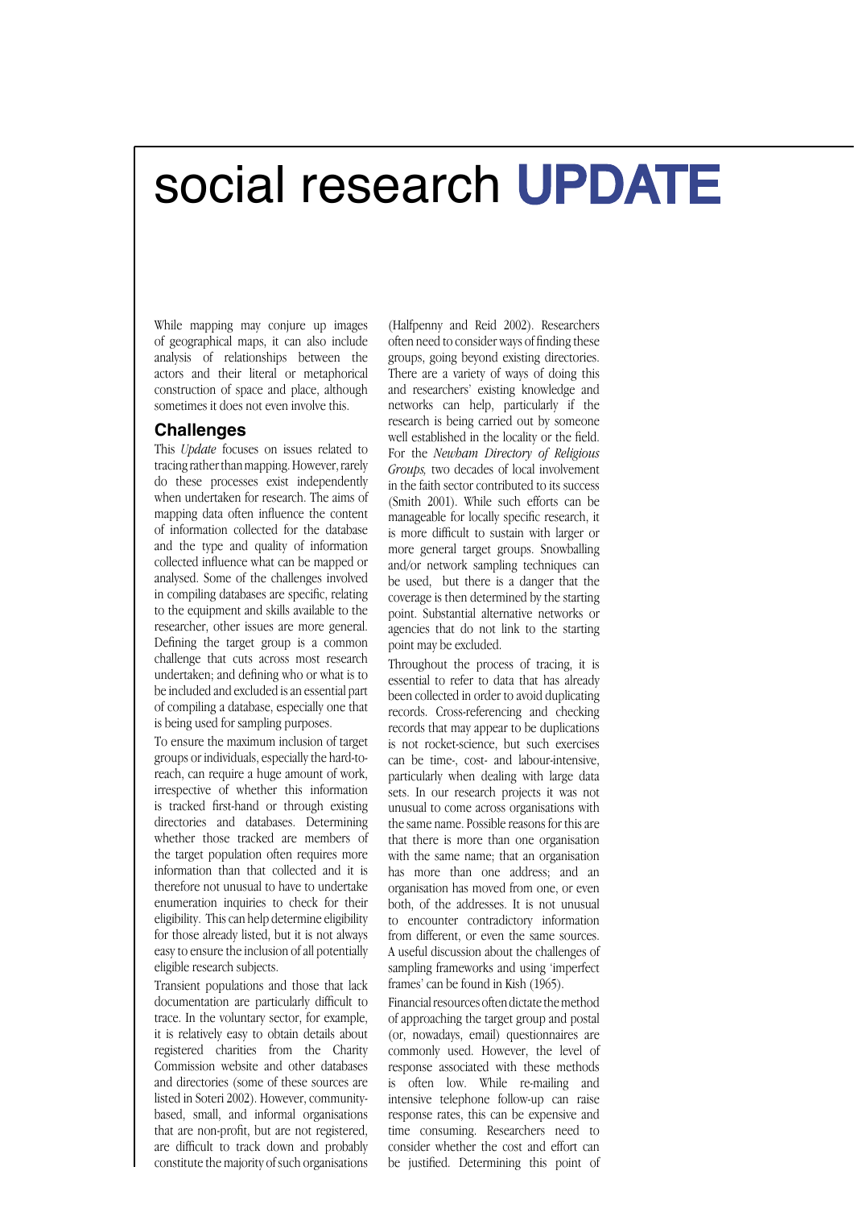While mapping may conjure up images of geographical maps, it can also include analysis of relationships between the actors and their literal or metaphorical construction of space and place, although sometimes it does not even involve this.

## Challenges

This *Update* focuses on issues related to tracing rather than mapping. However, rarely do these processes exist independently when undertaken for research. The aims of mapping data often influence the content of information collected for the database and the type and quality of information collected influence what can be mapped or analysed. Some of the challenges involved in compiling databases are specific, relating to the equipment and skills available to the researcher, other issues are more general. Defining the target group is a common challenge that cuts across most research undertaken; and defining who or what is to be included and excluded is an essential part of compiling a database, especially one that is being used for sampling purposes.

To ensure the maximum inclusion of target groups or individuals, especially the hard-to-reach, can require a huge amount of work, irrespective of whether this information is tracked first-hand or through existing directories and databases. Determining whether those tracked are members of the target population often requires more information than that collected and it is therefore not unusual to have to undertake enumeration inquiries to check for their eligibility. This can help determine eligibility for those already listed, but it is not always easy to ensure the inclusion of all potentially eligible research subjects.

Transient populations and those that lack documentation are particularly difficult to trace. In the voluntary sector, for example, it is relatively easy to obtain details about registered charities from the Charity Commission website and other databases and directories (some of these sources are listed in Soteri 2002). However, community-based, small, and informal organisations that are non-profit, but are not registered, are difficult to track down and probably constitute the majority of such organisations (Halfpenny and Reid 2002). Researchers often need to consider ways of finding these groups, going beyond existing directories. There are a variety of ways of doing this and researchers' existing knowledge and networks can help, particularly if the research is being carried out by someone well established in the locality or the field. For the *Newham Directory of Religious Groups,* two decades of local involvement in the faith sector contributed to its success (Smith 2001). While such efforts can be manageable for locally specific research, it is more difficult to sustain with larger or more general target groups. Snowballing and/or network sampling techniques can be used, but there is a danger that the coverage is then determined by the starting point. Substantial alternative networks or agencies that do not link to the starting point may be excluded.

Throughout the process of tracing, it is essential to refer to data that has already been collected in order to avoid duplicating records. Cross-referencing and checking records that may appear to be duplications is not rocket-science, but such exercises can be time-, cost- and labour-intensive, particularly when dealing with large data sets. In our research projects it was not unusual to come across organisations with the same name. Possible reasons for this are that there is more than one organisation with the same name; that an organisation has more than one address; and an organisation has moved from one, or even both, of the addresses. It is not unusual to encounter contradictory information from different, or even the same sources. A useful discussion about the challenges of sampling frameworks and using 'imperfect frames' can be found in Kish (1965).

Financial resources often dictate the method of approaching the target group and postal (or, nowadays, email) questionnaires are commonly used. However, the level of response associated with these methods is often low. While re-mailing and intensive telephone follow-up can raise response rates, this can be expensive and time consuming. Researchers need to consider whether the cost and effort can be justified. Determining this point of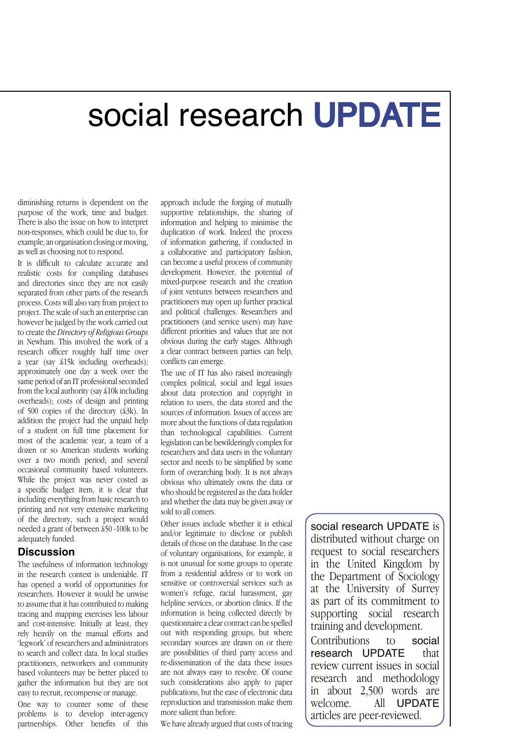diminishing returns is dependent on the purpose of the work, time and budget. There is also the issue on how to interpret non-responses, which could be due to, for example, an organisation closing or moving, as well as choosing not to respond.

It is difficult to calculate accurate and realistic costs for compiling databases and directories since they are not easily separated from other parts of the research process. Costs will also vary from project to project. The scale of such an enterprise can however be judged by the work carried out to create the *Directory of Religious Groups* in Newham. This involved the work of a research officer roughly half time over a year (say £15k including overheads); approximately one day a week over the same period of an IT professional seconded from the local authority (say £10k including overheads); costs of design and printing of 500 copies of the directory (£3k). In addition the project had the unpaid help of a student on full time placement for most of the academic year, a team of a dozen or so American students working over a two month period; and several occasional community based volunteers. While the project was never costed as a specific budget item, it is clear that including everything from basic research to printing and not very extensive marketing of the directory, such a project would needed a grant of between £50 -100k to be adequately funded.

## Discussion

The usefulness of information technology in the research context is undeniable. IT has opened a world of opportunities for researchers. However it would be unwise to assume that it has contributed to making tracing and mapping exercises less labour and cost-intensive. Initially at least, they rely heavily on the manual efforts and 'legwork' of researchers and administrators to search and collect data. In local studies practitioners, networkers and community based volunteers may be better placed to gather the information but they are not easy to recruit, recompense or manage.

One way to counter some of these problems is to develop inter-agency partnerships. Other benefits of this approach include the forging of mutually supportive relationships, the sharing of information and helping to minimise the duplication of work. Indeed the process of information gathering, if conducted in a collaborative and participatory fashion, can become a useful process of community development. However, the potential of mixed-purpose research and the creation of joint ventures between researchers and practitioners may open up further practical and political challenges. Researchers and practitioners (and service users) may have different priorities and values that are not obvious during the early stages. Although a clear contract between parties can help, conflicts can emerge.

The use of IT has also raised increasingly complex political, social and legal issues about data protection and copyright in relation to users, the data stored and the sources of information. Issues of access are more about the functions of data regulation than technological capabilities. Current legislation can be bewilderingly complex for researchers and data users in the voluntary sector and needs to be simplified by some form of overarching body. It is not always obvious who ultimately owns the data or who should be registered as the data holder and whether the data may be given away or sold to all comers.

Other issues include whether it is ethical and/or legitimate to disclose or publish details of those on the database. In the case of voluntary organisations, for example, it is not unusual for some groups to operate from a residential address or to work on sensitive or controversial services such as women's refuge, racial harassment, gay helpline services, or abortion clinics. If the information is being collected directly by questionnaire a clear contract can be spelled out with responding groups, but where secondary sources are drawn on or there are possibilities of third party access and re-dissemination of the data these issues are not always easy to resolve. Of course such considerations also apply to paper publications, but the ease of electronic data reproduction and transmission make them more salient than before.

We have already argued that costs of tracing

---

social research UPDATE is distributed without charge on request to social researchers in the United Kingdom by the Department of Sociology at the University of Surrey as part of its commitment to supporting social research training and development.

Contributions to social research UPDATE that review current issues in social research and methodology in about 2,500 words are welcome. All UPDATE articles are peer-reviewed.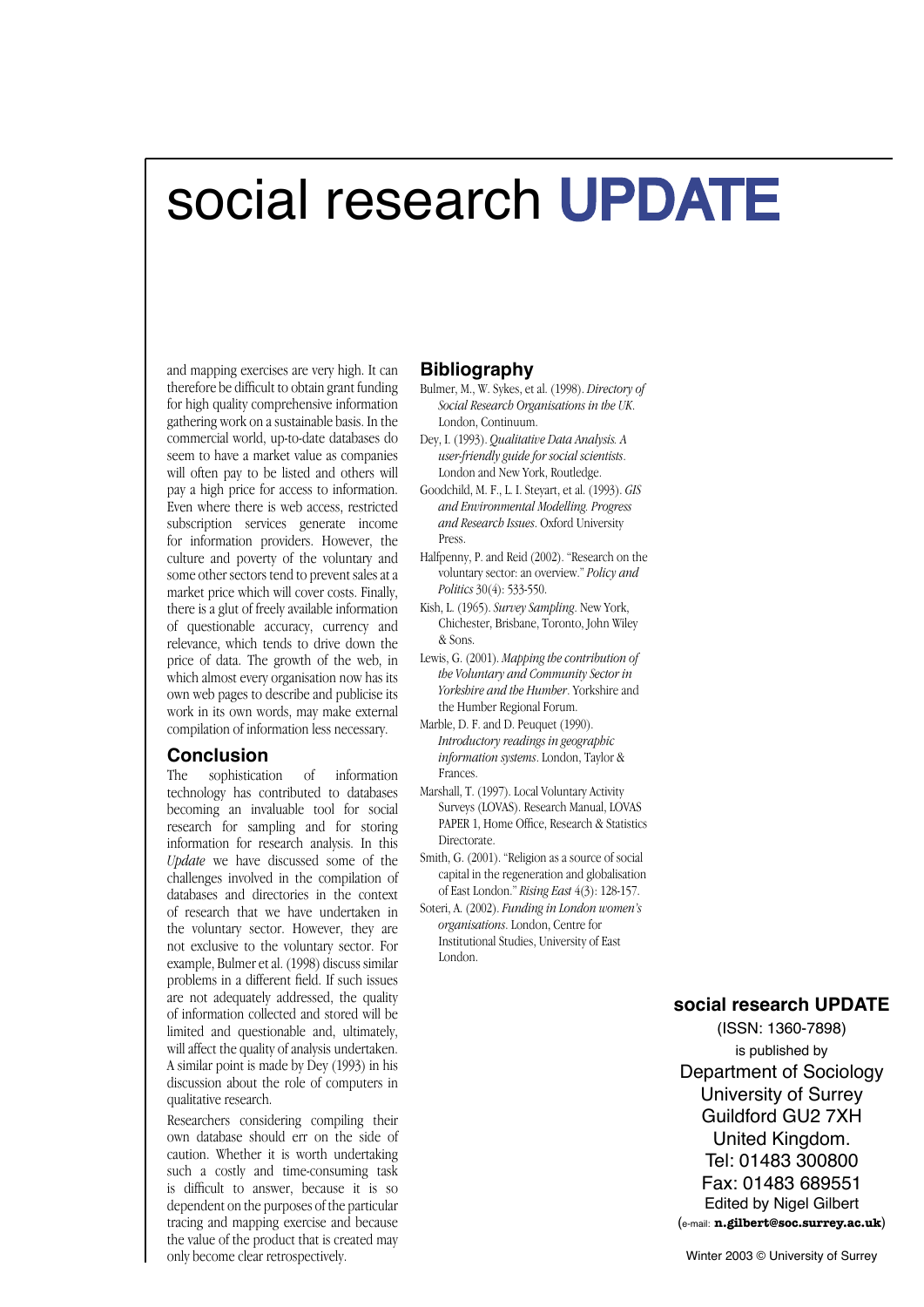# social research UPDATE

and mapping exercises are very high. It can therefore be difficult to obtain grant funding for high quality comprehensive information gathering work on a sustainable basis. In the commercial world, up-to-date databases do seem to have a market value as companies will often pay to be listed and others will pay a high price for access to information. Even where there is web access, restricted subscription services generate income for information providers. However, the culture and poverty of the voluntary and some other sectors tend to prevent sales at a market price which will cover costs. Finally, there is a glut of freely available information of questionable accuracy, currency and relevance, which tends to drive down the price of data. The growth of the web, in which almost every organisation now has its own web pages to describe and publicise its work in its own words, may make external compilation of information less necessary.

## Conclusion

The sophistication of information technology has contributed to databases becoming an invaluable tool for social research for sampling and for storing information for research analysis. In this *Update* we have discussed some of the challenges involved in the compilation of databases and directories in the context of research that we have undertaken in the voluntary sector. However, they are not exclusive to the voluntary sector. For example, Bulmer et al. (1998) discuss similar problems in a different field. If such issues are not adequately addressed, the quality of information collected and stored will be limited and questionable and, ultimately, will affect the quality of analysis undertaken. A similar point is made by Dey (1993) in his discussion about the role of computers in qualitative research.

Researchers considering compiling their own database should err on the side of caution. Whether it is worth undertaking such a costly and time-consuming task is difficult to answer, because it is so dependent on the purposes of the particular tracing and mapping exercise and because the value of the product that is created may only become clear retrospectively.

## Bibliography

Bulmer, M., W. Sykes, et al. (1998). *Directory of Social Research Organisations in the UK*. London, Continuum.

Dey, I. (1993). *Qualitative Data Analysis. A user-friendly guide for social scientists*. London and New York, Routledge.

Goodchild, M. F., L. I. Steyart, et al. (1993). *GIS and Environmental Modelling. Progress and Research Issues*. Oxford University Press.

Halfpenny, P. and Reid (2002). "Research on the voluntary sector: an overview." *Policy and Politics* 30(4): 533-550.

Kish, L. (1965). *Survey Sampling*. New York, Chichester, Brisbane, Toronto, John Wiley & Sons.

Lewis, G. (2001). *Mapping the contribution of the Voluntary and Community Sector in Yorkshire and the Humber*. Yorkshire and the Humber Regional Forum.

Marble, D. F. and D. Peuquet (1990). *Introductory readings in geographic information systems*. London, Taylor & Frances.

Marshall, T. (1997). Local Voluntary Activity Surveys (LOVAS). Research Manual, LOVAS PAPER 1, Home Office, Research & Statistics Directorate.

Smith, G. (2001). "Religion as a source of social capital in the regeneration and globalisation of East London." *Rising East* 4(3): 128-157.

Soteri, A. (2002). *Funding in London women's organisations*. London, Centre for Institutional Studies, University of East London.

**social research UPDATE**

(ISSN: 1360-7898)

is published by

Department of Sociology
University of Surrey
Guildford GU2 7XH
United Kingdom.
Tel: 01483 300800
Fax: 01483 689551
Edited by Nigel Gilbert
(e-mail: **n.gilbert@soc.surrey.ac.uk**)

Winter 2003 © University of Surrey